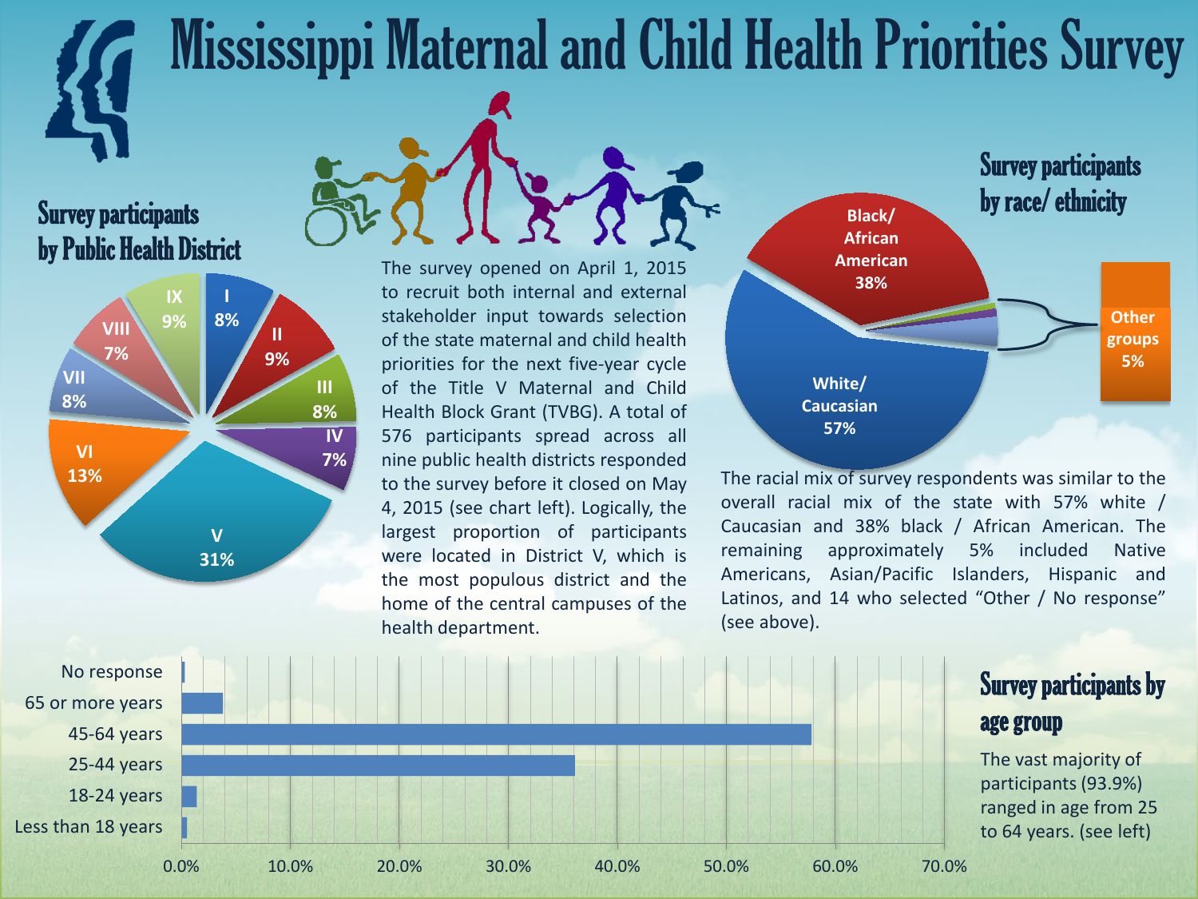# Mississippi Maternal and Child Health Priorities Survey

## Survey participants by Public Health District

| District | Percent |
|---|---|
| I | 8% |
| II | 9% |
| III | 8% |
| IV | 7% |
| V | 31% |
| VI | 13% |
| VII | 8% |
| VIII | 7% |
| IX | 9% |

The survey opened on April 1, 2015 to recruit both internal and external stakeholder input towards selection of the state maternal and child health priorities for the next five-year cycle of the Title V Maternal and Child Health Block Grant (TVBG). A total of 576 participants spread across all nine public health districts responded to the survey before it closed on May 4, 2015 (see chart left). Logically, the largest proportion of participants were located in District V, which is the most populous district and the home of the central campuses of the health department.

## Survey participants by race/ ethnicity

| Race/ethnicity | Percent |
|---|---|
| Black/ African American | 38% |
| White/ Caucasian | 57% |
| Other groups | 5% |

The racial mix of survey respondents was similar to the overall racial mix of the state with 57% white / Caucasian and 38% black / African American. The remaining approximately 5% included Native Americans, Asian/Pacific Islanders, Hispanic and Latinos, and 14 who selected "Other / No response" (see above).

## Survey participants by age group

| Age group | Approximate percent |
|---|---|
| No response | ~0.3% |
| 65 or more years | ~3.8% |
| 45-64 years | ~57.8% |
| 25-44 years | ~36.1% |
| 18-24 years | ~1.4% |
| Less than 18 years | ~0.5% |

The vast majority of participants (93.9%) ranged in age from 25 to 64 years. (see left)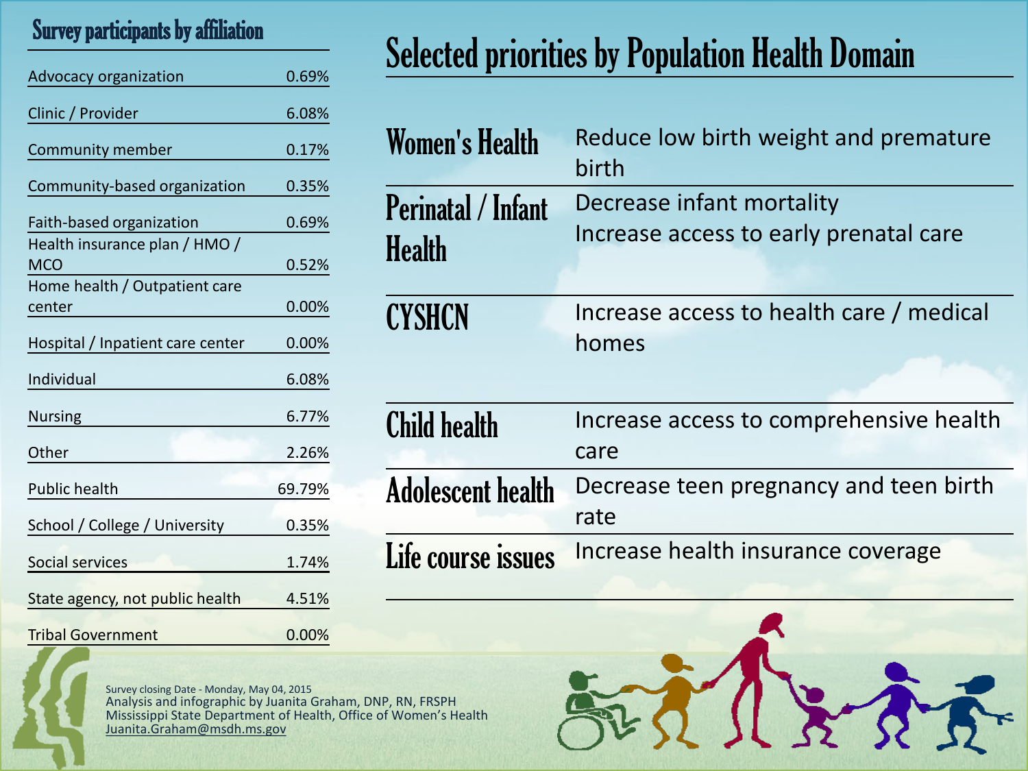## Survey participants by affiliation

| Affiliation | Percentage |
|---|---|
| Advocacy organization | 0.69% |
| Clinic / Provider | 6.08% |
| Community member | 0.17% |
| Community-based organization | 0.35% |
| Faith-based organization | 0.69% |
| Health insurance plan / HMO / MCO | 0.52% |
| Home health / Outpatient care center | 0.00% |
| Hospital / Inpatient care center | 0.00% |
| Individual | 6.08% |
| Nursing | 6.77% |
| Other | 2.26% |
| Public health | 69.79% |
| School / College / University | 0.35% |
| Social services | 1.74% |
| State agency, not public health | 4.51% |
| Tribal Government | 0.00% |

# Selected priorities by Population Health Domain

| Domain | Priority |
|---|---|
| Women's Health | Reduce low birth weight and premature birth |
| Perinatal / Infant Health | Decrease infant mortality<br>Increase access to early prenatal care |
| CYSHCN | Increase access to health care / medical homes |
| Child health | Increase access to comprehensive health care |
| Adolescent health | Decrease teen pregnancy and teen birth rate |
| Life course issues | Increase health insurance coverage |

Survey closing Date - Monday, May 04, 2015
Analysis and infographic by Juanita Graham, DNP, RN, FRSPH
Mississippi State Department of Health, Office of Women's Health
Juanita.Graham@msdh.ms.gov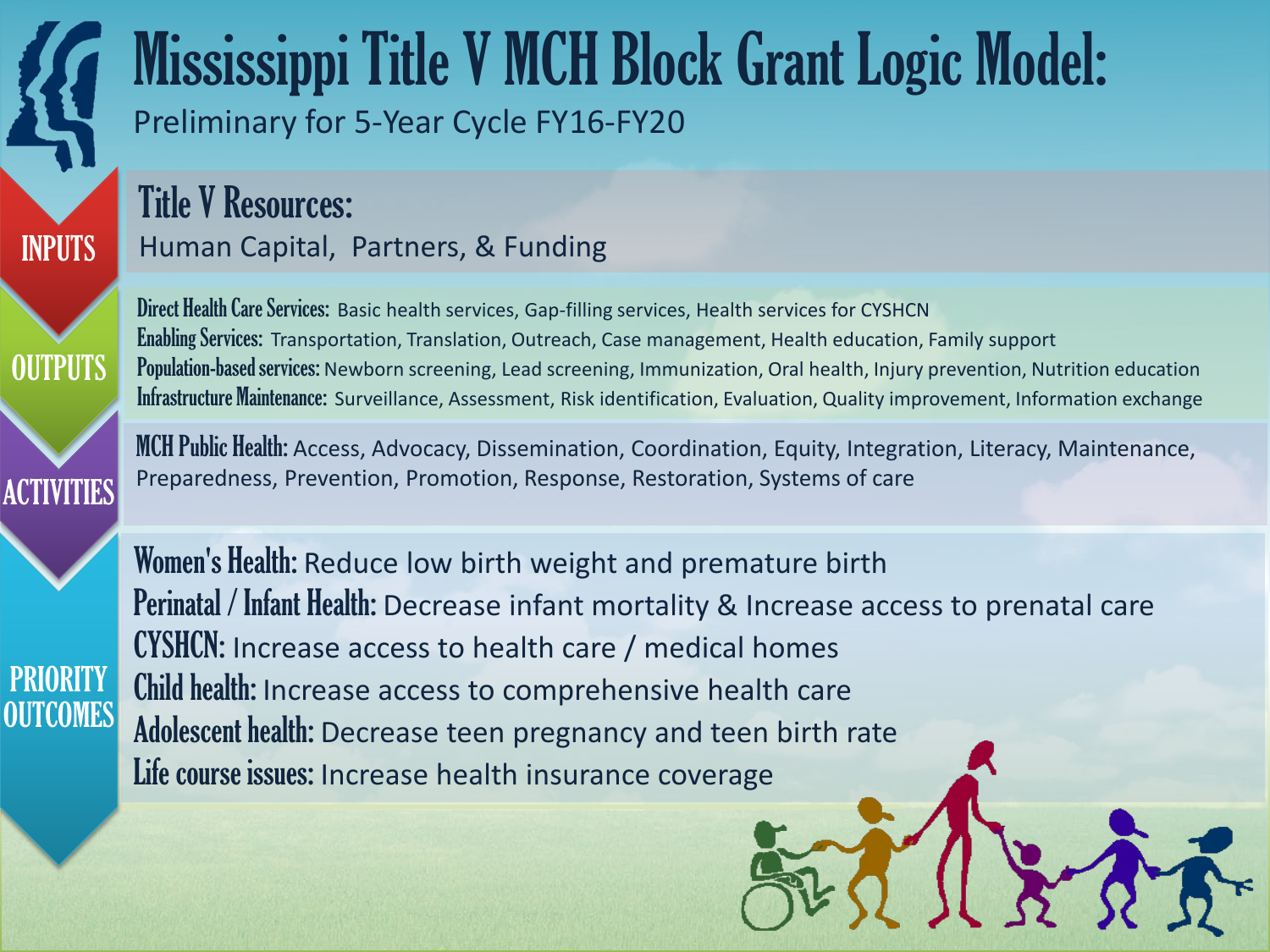# Mississippi Title V MCH Block Grant Logic Model:

Preliminary for 5-Year Cycle FY16-FY20

## INPUTS

**Title V Resources:**
Human Capital, Partners, & Funding

## OUTPUTS

**Direct Health Care Services:** Basic health services, Gap-filling services, Health services for CYSHCN
**Enabling Services:** Transportation, Translation, Outreach, Case management, Health education, Family support
**Population-based services:** Newborn screening, Lead screening, Immunization, Oral health, Injury prevention, Nutrition education
**Infrastructure Maintenance:** Surveillance, Assessment, Risk identification, Evaluation, Quality improvement, Information exchange

## ACTIVITIES

**MCH Public Health:** Access, Advocacy, Dissemination, Coordination, Equity, Integration, Literacy, Maintenance, Preparedness, Prevention, Promotion, Response, Restoration, Systems of care

## PRIORITY OUTCOMES

**Women's Health:** Reduce low birth weight and premature birth
**Perinatal / Infant Health:** Decrease infant mortality & Increase access to prenatal care
**CYSHCN:** Increase access to health care / medical homes
**Child health:** Increase access to comprehensive health care
**Adolescent health:** Decrease teen pregnancy and teen birth rate
**Life course issues:** Increase health insurance coverage